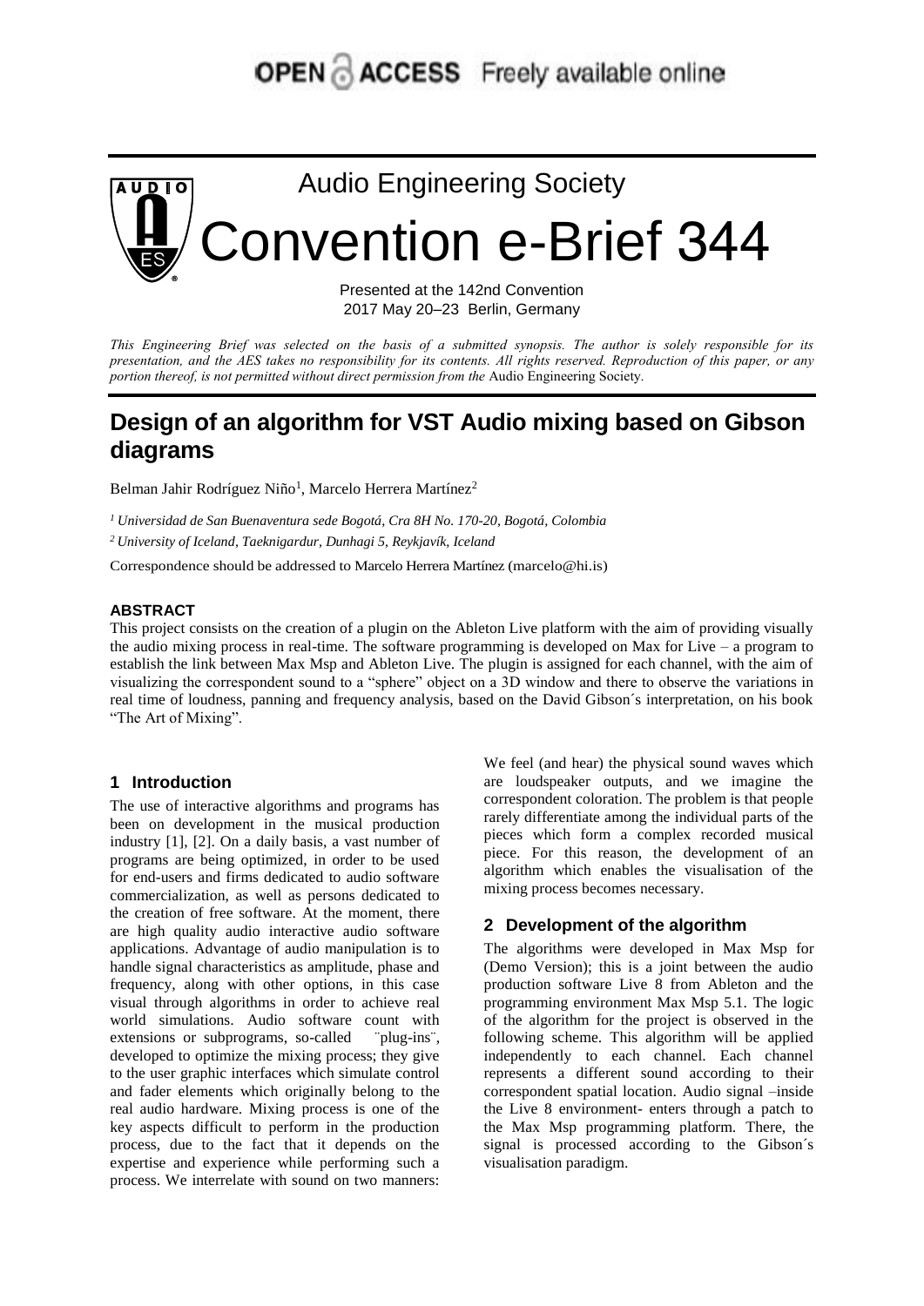OPEN ACCESS Freely available online

# Audio Engineering Society

# Convention e-Brief 344

Presented at the 142nd Convention
2017 May 20–23 Berlin, Germany

*This Engineering Brief was selected on the basis of a submitted synopsis. The author is solely responsible for its presentation, and the AES takes no responsibility for its contents. All rights reserved. Reproduction of this paper, or any portion thereof, is not permitted without direct permission from the* Audio Engineering Society.

# Design of an algorithm for VST Audio mixing based on Gibson diagrams

Belman Jahir Rodríguez Niño[1], Marcelo Herrera Martínez[2]

[1] *Universidad de San Buenaventura sede Bogotá, Cra 8H No. 170-20, Bogotá, Colombia*

[2] *University of Iceland, Taeknigardur, Dunhagi 5, Reykjavík, Iceland*

Correspondence should be addressed to Marcelo Herrera Martínez (marcelo@hi.is)

### ABSTRACT

This project consists on the creation of a plugin on the Ableton Live platform with the aim of providing visually the audio mixing process in real-time. The software programming is developed on Max for Live – a program to establish the link between Max Msp and Ableton Live. The plugin is assigned for each channel, with the aim of visualizing the correspondent sound to a "sphere" object on a 3D window and there to observe the variations in real time of loudness, panning and frequency analysis, based on the David Gibson´s interpretation, on his book "The Art of Mixing".

## 1 Introduction

The use of interactive algorithms and programs has been on development in the musical production industry [1], [2]. On a daily basis, a vast number of programs are being optimized, in order to be used for end-users and firms dedicated to audio software commercialization, as well as persons dedicated to the creation of free software. At the moment, there are high quality audio interactive audio software applications. Advantage of audio manipulation is to handle signal characteristics as amplitude, phase and frequency, along with other options, in this case visual through algorithms in order to achieve real world simulations. Audio software count with extensions or subprograms, so-called ¨plug-ins¨, developed to optimize the mixing process; they give to the user graphic interfaces which simulate control and fader elements which originally belong to the real audio hardware. Mixing process is one of the key aspects difficult to perform in the production process, due to the fact that it depends on the expertise and experience while performing such a process. We interrelate with sound on two manners: We feel (and hear) the physical sound waves which are loudspeaker outputs, and we imagine the correspondent coloration. The problem is that people rarely differentiate among the individual parts of the pieces which form a complex recorded musical piece. For this reason, the development of an algorithm which enables the visualisation of the mixing process becomes necessary.

## 2 Development of the algorithm

The algorithms were developed in Max Msp for (Demo Version); this is a joint between the audio production software Live 8 from Ableton and the programming environment Max Msp 5.1. The logic of the algorithm for the project is observed in the following scheme. This algorithm will be applied independently to each channel. Each channel represents a different sound according to their correspondent spatial location. Audio signal –inside the Live 8 environment- enters through a patch to the Max Msp programming platform. There, the signal is processed according to the Gibson´s visualisation paradigm.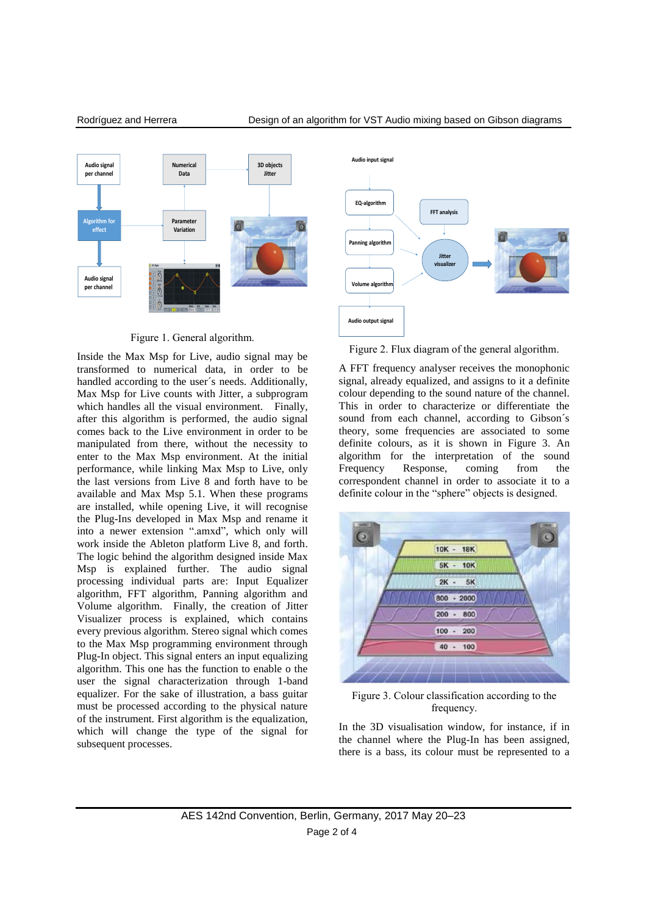Audio signal per channel

Algorithm for effect

Audio signal per channel

Numerical Data

Parameter Variation

3D objects Jitter

Figure 1. General algorithm.

Inside the Max Msp for Live, audio signal may be transformed to numerical data, in order to be handled according to the user´s needs. Additionally, Max Msp for Live counts with Jitter, a subprogram which handles all the visual environment. Finally, after this algorithm is performed, the audio signal comes back to the Live environment in order to be manipulated from there, without the necessity to enter to the Max Msp environment. At the initial performance, while linking Max Msp to Live, only the last versions from Live 8 and forth have to be available and Max Msp 5.1. When these programs are installed, while opening Live, it will recognise the Plug-Ins developed in Max Msp and rename it into a newer extension ".amxd", which only will work inside the Ableton platform Live 8, and forth. The logic behind the algorithm designed inside Max Msp is explained further. The audio signal processing individual parts are: Input Equalizer algorithm, FFT algorithm, Panning algorithm and Volume algorithm. Finally, the creation of Jitter Visualizer process is explained, which contains every previous algorithm. Stereo signal which comes to the Max Msp programming environment through Plug-In object. This signal enters an input equalizing algorithm. This one has the function to enable o the user the signal characterization through 1-band equalizer. For the sake of illustration, a bass guitar must be processed according to the physical nature of the instrument. First algorithm is the equalization, which will change the type of the signal for subsequent processes.

Audio input signal

EQ-algorithm

FFT analysis

Panning algorithm

Jitter visualizer

Volume algorithm

Audio output signal

Figure 2. Flux diagram of the general algorithm.

A FFT frequency analyser receives the monophonic signal, already equalized, and assigns to it a definite colour depending to the sound nature of the channel. This in order to characterize or differentiate the sound from each channel, according to Gibson´s theory, some frequencies are associated to some definite colours, as it is shown in Figure 3. An algorithm for the interpretation of the sound Frequency Response, coming from the correspondent channel in order to associate it to a definite colour in the "sphere" objects is designed.

10K - 18K

5K - 10K

2K - 5K

800 - 2000

200 - 800

100 - 200

40 - 100

Figure 3. Colour classification according to the frequency.

In the 3D visualisation window, for instance, if in the channel where the Plug-In has been assigned, there is a bass, its colour must be represented to a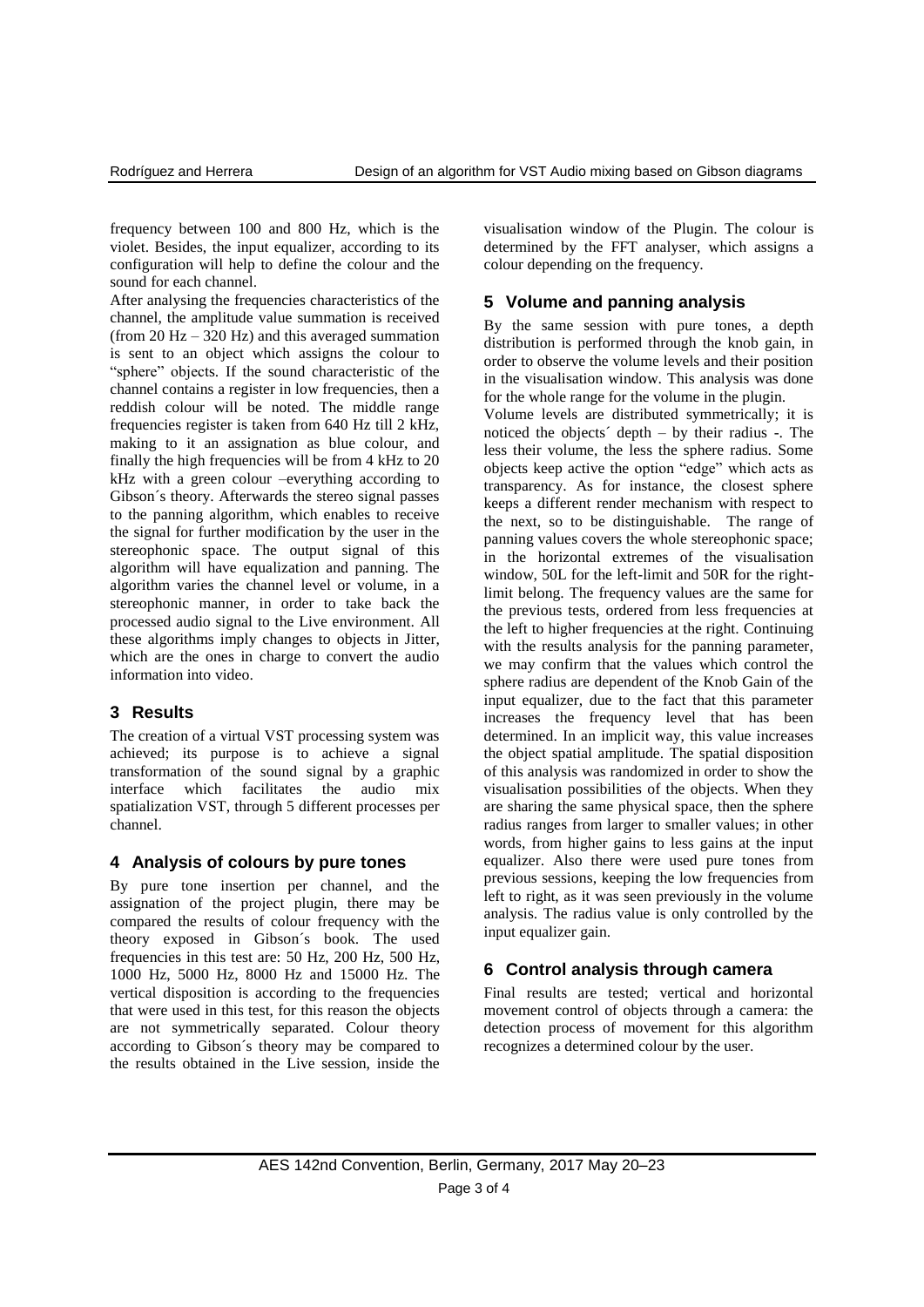frequency between 100 and 800 Hz, which is the violet. Besides, the input equalizer, according to its configuration will help to define the colour and the sound for each channel.

After analysing the frequencies characteristics of the channel, the amplitude value summation is received (from 20 Hz – 320 Hz) and this averaged summation is sent to an object which assigns the colour to "sphere" objects. If the sound characteristic of the channel contains a register in low frequencies, then a reddish colour will be noted. The middle range frequencies register is taken from 640 Hz till 2 kHz, making to it an assignation as blue colour, and finally the high frequencies will be from 4 kHz to 20 kHz with a green colour –everything according to Gibson´s theory. Afterwards the stereo signal passes to the panning algorithm, which enables to receive the signal for further modification by the user in the stereophonic space. The output signal of this algorithm will have equalization and panning. The algorithm varies the channel level or volume, in a stereophonic manner, in order to take back the processed audio signal to the Live environment. All these algorithms imply changes to objects in Jitter, which are the ones in charge to convert the audio information into video.

## 3 Results

The creation of a virtual VST processing system was achieved; its purpose is to achieve a signal transformation of the sound signal by a graphic interface which facilitates the audio mix spatialization VST, through 5 different processes per channel.

## 4 Analysis of colours by pure tones

By pure tone insertion per channel, and the assignation of the project plugin, there may be compared the results of colour frequency with the theory exposed in Gibson´s book. The used frequencies in this test are: 50 Hz, 200 Hz, 500 Hz, 1000 Hz, 5000 Hz, 8000 Hz and 15000 Hz. The vertical disposition is according to the frequencies that were used in this test, for this reason the objects are not symmetrically separated. Colour theory according to Gibson´s theory may be compared to the results obtained in the Live session, inside the visualisation window of the Plugin. The colour is determined by the FFT analyser, which assigns a colour depending on the frequency.

## 5 Volume and panning analysis

By the same session with pure tones, a depth distribution is performed through the knob gain, in order to observe the volume levels and their position in the visualisation window. This analysis was done for the whole range for the volume in the plugin.

Volume levels are distributed symmetrically; it is noticed the objects´ depth – by their radius -. The less their volume, the less the sphere radius. Some objects keep active the option "edge" which acts as transparency. As for instance, the closest sphere keeps a different render mechanism with respect to the next, so to be distinguishable. The range of panning values covers the whole stereophonic space; in the horizontal extremes of the visualisation window, 50L for the left-limit and 50R for the right-limit belong. The frequency values are the same for the previous tests, ordered from less frequencies at the left to higher frequencies at the right. Continuing with the results analysis for the panning parameter, we may confirm that the values which control the sphere radius are dependent of the Knob Gain of the input equalizer, due to the fact that this parameter increases the frequency level that has been determined. In an implicit way, this value increases the object spatial amplitude. The spatial disposition of this analysis was randomized in order to show the visualisation possibilities of the objects. When they are sharing the same physical space, then the sphere radius ranges from larger to smaller values; in other words, from higher gains to less gains at the input equalizer. Also there were used pure tones from previous sessions, keeping the low frequencies from left to right, as it was seen previously in the volume analysis. The radius value is only controlled by the input equalizer gain.

## 6 Control analysis through camera

Final results are tested; vertical and horizontal movement control of objects through a camera: the detection process of movement for this algorithm recognizes a determined colour by the user.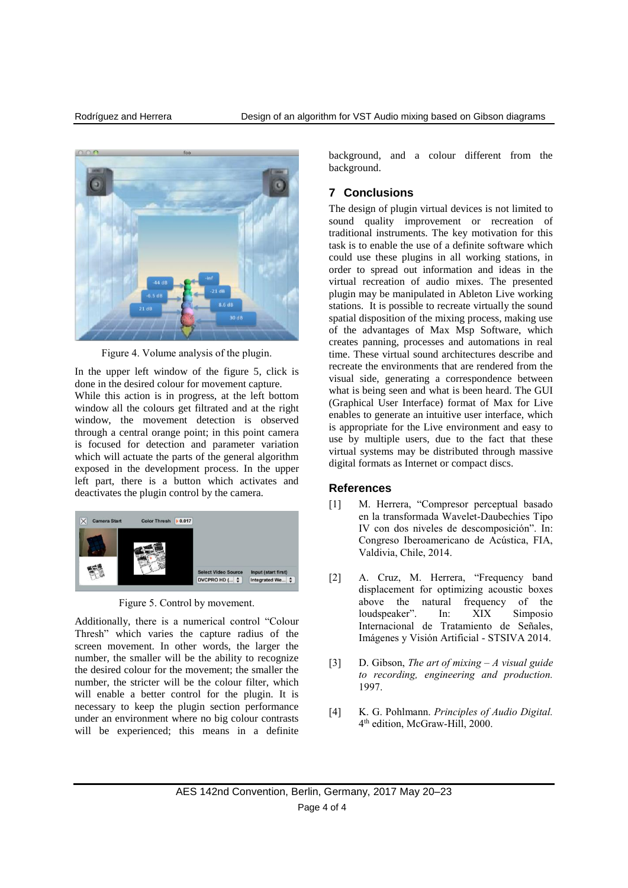Figure 4. Volume analysis of the plugin.

In the upper left window of the figure 5, click is done in the desired colour for movement capture. While this action is in progress, at the left bottom window all the colours get filtrated and at the right window, the movement detection is observed through a central orange point; in this point camera is focused for detection and parameter variation which will actuate the parts of the general algorithm exposed in the development process. In the upper left part, there is a button which activates and deactivates the plugin control by the camera.

Figure 5. Control by movement.

Additionally, there is a numerical control "Colour Thresh" which varies the capture radius of the screen movement. In other words, the larger the number, the smaller will be the ability to recognize the desired colour for the movement; the smaller the number, the stricter will be the colour filter, which will enable a better control for the plugin. It is necessary to keep the plugin section performance under an environment where no big colour contrasts will be experienced; this means in a definite background, and a colour different from the background.

## 7 Conclusions

The design of plugin virtual devices is not limited to sound quality improvement or recreation of traditional instruments. The key motivation for this task is to enable the use of a definite software which could use these plugins in all working stations, in order to spread out information and ideas in the virtual recreation of audio mixes. The presented plugin may be manipulated in Ableton Live working stations. It is possible to recreate virtually the sound spatial disposition of the mixing process, making use of the advantages of Max Msp Software, which creates panning, processes and automations in real time. These virtual sound architectures describe and recreate the environments that are rendered from the visual side, generating a correspondence between what is being seen and what is been heard. The GUI (Graphical User Interface) format of Max for Live enables to generate an intuitive user interface, which is appropriate for the Live environment and easy to use by multiple users, due to the fact that these virtual systems may be distributed through massive digital formats as Internet or compact discs.

## References

[1] M. Herrera, "Compresor perceptual basado en la transformada Wavelet-Daubechies Tipo IV con dos niveles de descomposición". In: Congreso Iberoamericano de Acústica, FIA, Valdivia, Chile, 2014.

[2] A. Cruz, M. Herrera, "Frequency band displacement for optimizing acoustic boxes above the natural frequency of the loudspeaker". In: XIX Simposio Internacional de Tratamiento de Señales, Imágenes y Visión Artificial - STSIVA 2014.

[3] D. Gibson, *The art of mixing – A visual guide to recording, engineering and production.* 1997.

[4] K. G. Pohlmann. *Principles of Audio Digital.* 4th edition, McGraw-Hill, 2000.